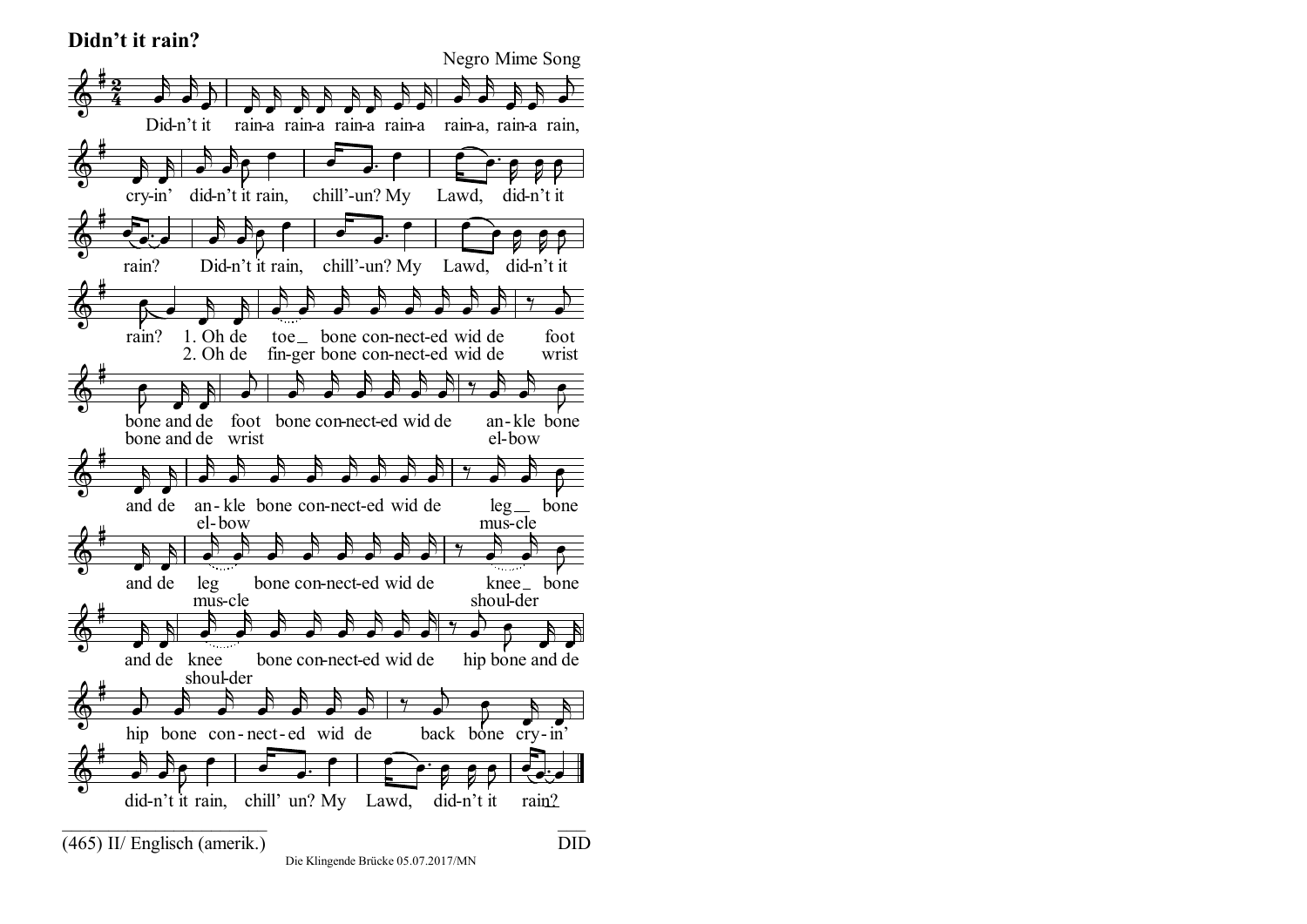# Didn't it rain?

Negro Mime Song

Did-n't it rain-a rain-a rain-a rain-a rain-a, rain-a rain,
cry-in' did-n't it rain, chill'-un? My Lawd, did-n't it
rain? Did-n't it rain, chill'-un? My Lawd, did-n't it
rain? 1. Oh de toe_ bone con-nect-ed wid de foot
bone and de foot bone con-nect-ed wid de an-kle bone
and de an-kle bone con-nect-ed wid de leg_ bone
and de leg bone con-nect-ed wid de knee_ bone
and de knee bone con-nect-ed wid de hip bone and de
hip bone con-nect-ed wid de back bone cry-in'
did-n't it rain, chill' un? My Lawd, did-n't it rain?

2. Oh de fin-ger bone con-nect-ed wid de wrist
bone and de wrist bone con-nect-ed wid de el-bow
el-bow bone con-nect-ed wid de mus-cle
mus-cle bone con-nect-ed wid de shoul-der
shoul-der

(465) II/ Englisch (amerik.) DID

Die Klingende Brücke 05.07.2017/MN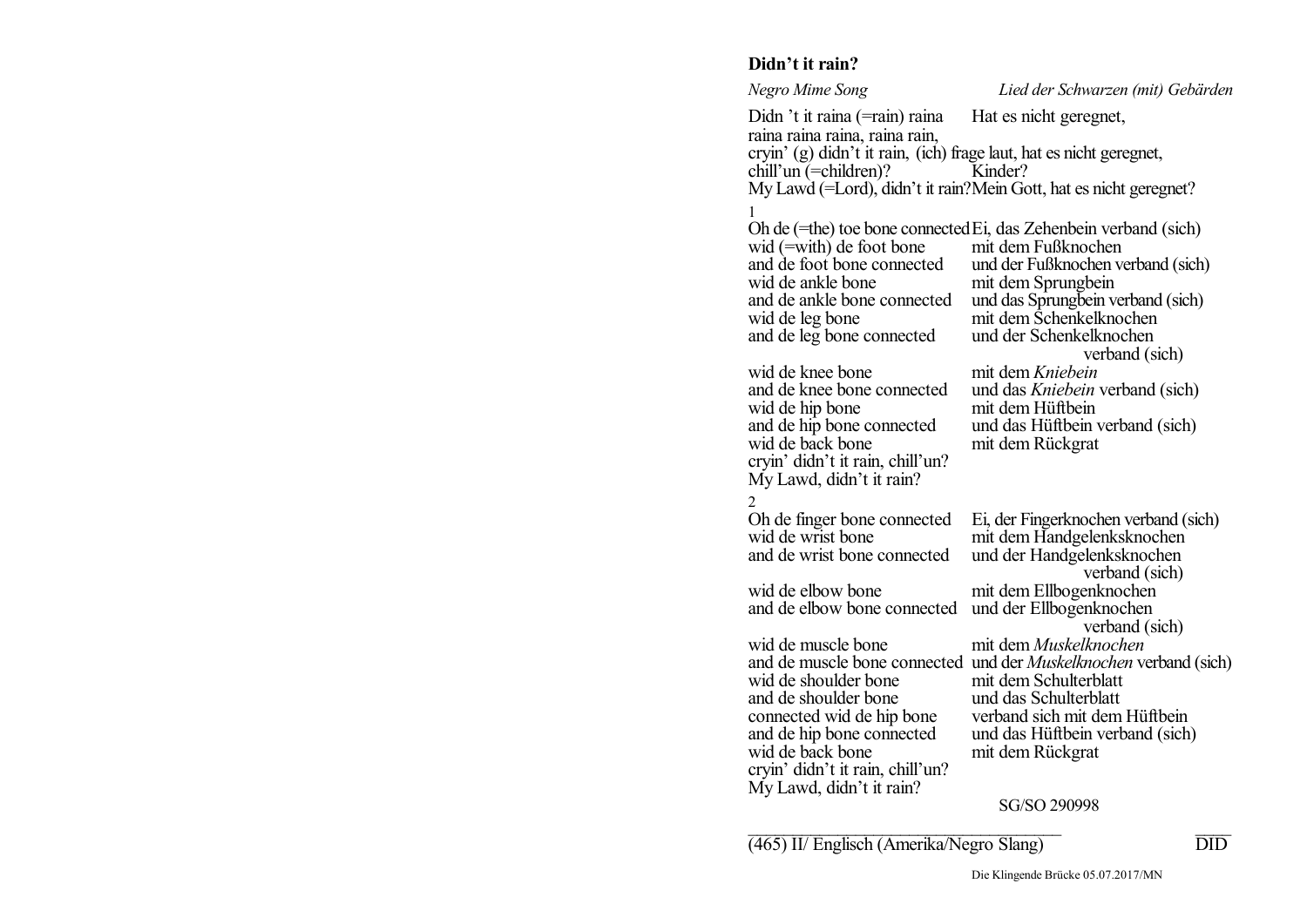**Didn't it rain?**

| *Negro Mime Song* | *Lied der Schwarzen (mit) Gebärden* |
|---|---|
| Didn 't it raina (=rain) raina | Hat es nicht geregnet, |
| raina raina raina, raina rain, | |
| cryin' (g) didn't it rain, | (ich) frage laut, hat es nicht geregnet, |
| chill'un (=children)? | Kinder? |
| My Lawd (=Lord), didn't it rain? | Mein Gott, hat es nicht geregnet? |
| 1 | |
| Oh de (=the) toe bone connected | Ei, das Zehenbein verband (sich) |
| wid (=with) de foot bone | mit dem Fußknochen |
| and de foot bone connected | und der Fußknochen verband (sich) |
| wid de ankle bone | mit dem Sprungbein |
| and de ankle bone connected | und das Sprungbein verband (sich) |
| wid de leg bone | mit dem Schenkelknochen |
| and de leg bone connected | und der Schenkelknochen verband (sich) |
| wid de knee bone | mit dem *Kniebein* |
| and de knee bone connected | und das *Kniebein* verband (sich) |
| wid de hip bone | mit dem Hüftbein |
| and de hip bone connected | und das Hüftbein verband (sich) |
| wid de back bone | mit dem Rückgrat |
| cryin' didn't it rain, chill'un? | |
| My Lawd, didn't it rain? | |
| 2 | |
| Oh de finger bone connected | Ei, der Fingerknochen verband (sich) |
| wid de wrist bone | mit dem Handgelenksknochen |
| and de wrist bone connected | und der Handgelenksknochen verband (sich) |
| wid de elbow bone | mit dem Ellbogenknochen |
| and de elbow bone connected | und der Ellbogenknochen verband (sich) |
| wid de muscle bone | mit dem *Muskelknochen* |
| and de muscle bone connected | und der *Muskelknochen* verband (sich) |
| wid de shoulder bone | mit dem Schulterblatt |
| and de shoulder bone | und das Schulterblatt |
| connected wid de hip bone | verband sich mit dem Hüftbein |
| and de hip bone connected | und das Hüftbein verband (sich) |
| wid de back bone | mit dem Rückgrat |
| cryin' didn't it rain, chill'un? | |
| My Lawd, didn't it rain? | |

SG/SO 290998

(465) II/ Englisch (Amerika/Negro Slang) DID

Die Klingende Brücke 05.07.2017/MN